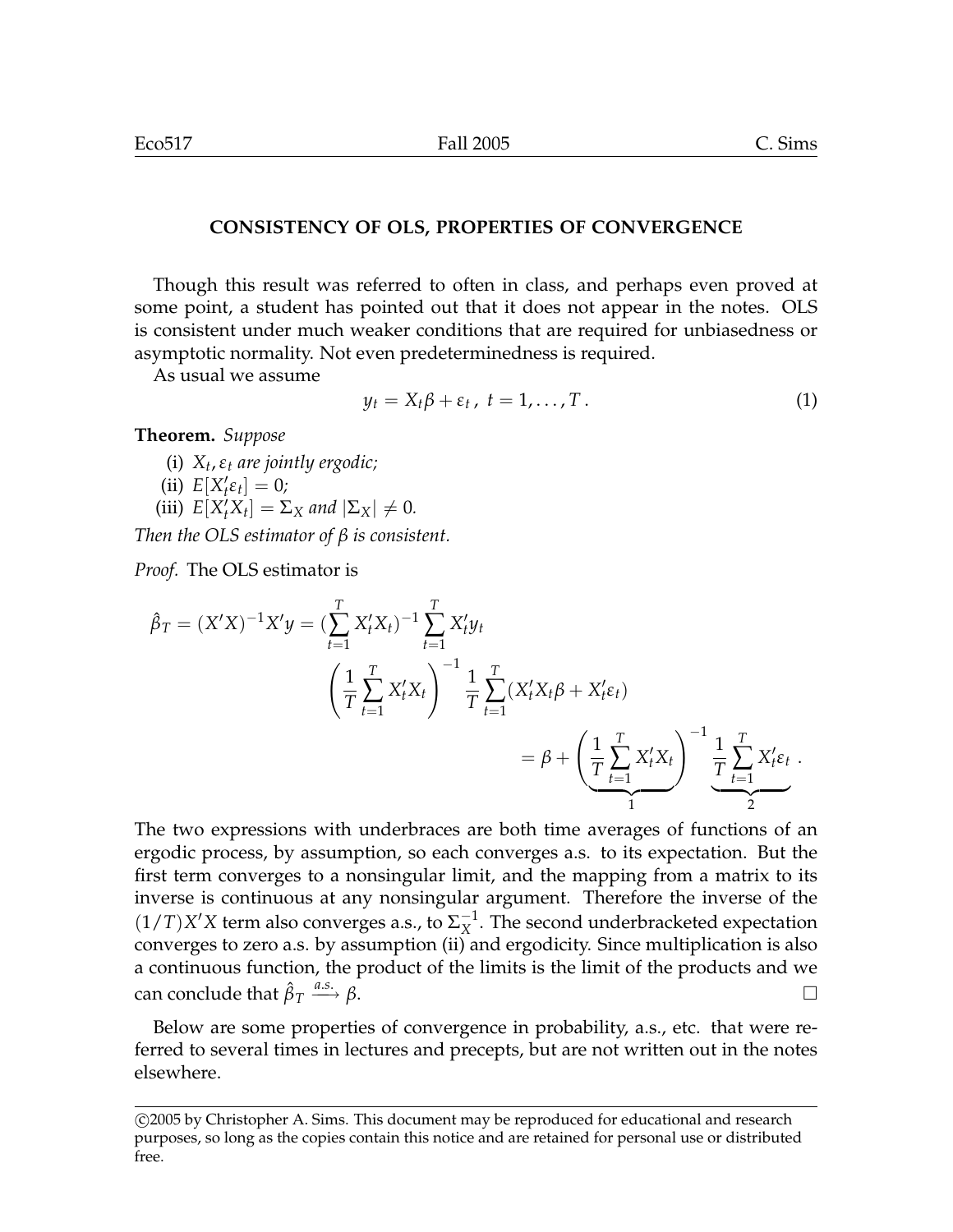## CONSISTENCY OF OLS, PROPERTIES OF CONVERGENCE

Though this result was referred to often in class, and perhaps even proved at some point, a student has pointed out that it does not appear in the notes. OLS is consistent under much weaker conditions that are required for unbiasedness or asymptotic normality. Not even predeterminedness is required.

As usual we assume

$$y_t = X_t\beta + \varepsilon_t\,,\ t = 1, \ldots, T\,. \tag{1}$$

**Theorem.** *Suppose*

(i) *$X_t, \varepsilon_t$ are jointly ergodic;*
(ii) *$E[X_t'\varepsilon_t] = 0$;*
(iii) *$E[X_t'X_t] = \Sigma_X$ and $|\Sigma_X| \neq 0$.*

*Then the OLS estimator of $\beta$ is consistent.*

*Proof.* The OLS estimator is

$$\hat{\beta}_T = (X'X)^{-1}X'y = (\sum_{t=1}^{T} X_t'X_t)^{-1} \sum_{t=1}^{T} X_t'y_t$$

$$\left(\frac{1}{T}\sum_{t=1}^{T} X_t'X_t\right)^{-1} \frac{1}{T}\sum_{t=1}^{T}(X_t'X_t\beta + X_t'\varepsilon_t)$$

$$= \beta + \underbrace{\left(\frac{1}{T}\sum_{t=1}^{T} X_t'X_t\right)}_{1}^{-1} \underbrace{\frac{1}{T}\sum_{t=1}^{T} X_t'\varepsilon_t}_{2}\,.$$

The two expressions with underbraces are both time averages of functions of an ergodic process, by assumption, so each converges a.s. to its expectation. But the first term converges to a nonsingular limit, and the mapping from a matrix to its inverse is continuous at any nonsingular argument. Therefore the inverse of the $(1/T)X'X$ term also converges a.s., to $\Sigma_X^{-1}$. The second underbracketed expectation converges to zero a.s. by assumption (ii) and ergodicity. Since multiplication is also a continuous function, the product of the limits is the limit of the products and we can conclude that $\hat{\beta}_T \xrightarrow{a.s.} \beta$. □

Below are some properties of convergence in probability, a.s., etc. that were referred to several times in lectures and precepts, but are not written out in the notes elsewhere.

©2005 by Christopher A. Sims. This document may be reproduced for educational and research purposes, so long as the copies contain this notice and are retained for personal use or distributed free.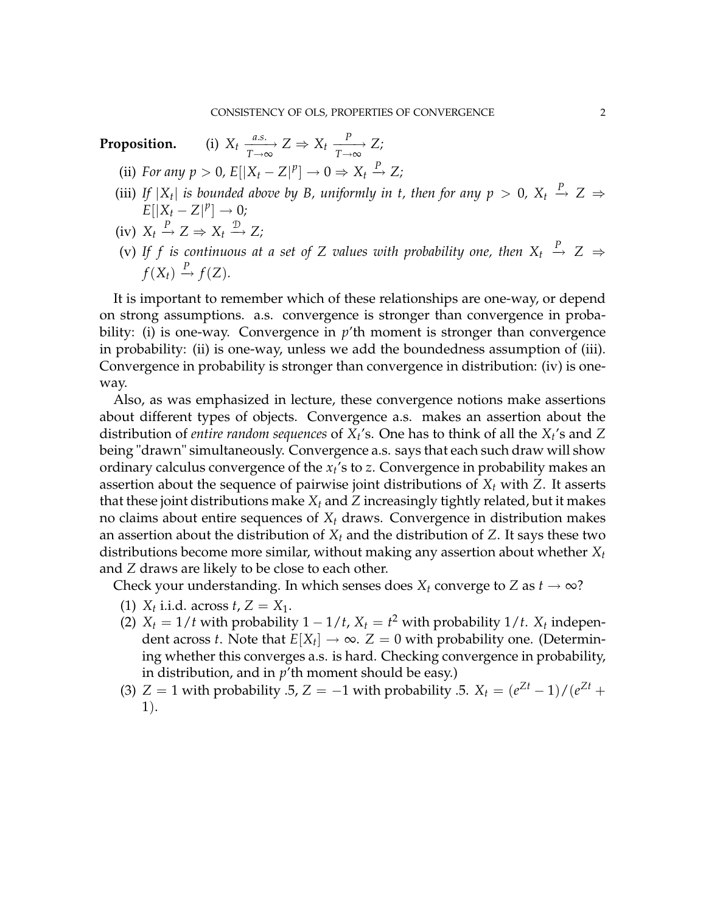**Proposition.** (i) $X_t \xrightarrow[T\to\infty]{a.s.} Z \Rightarrow X_t \xrightarrow[T\to\infty]{P} Z$;

(ii) *For any* $p > 0$, $E[|X_t - Z|^p] \to 0 \Rightarrow X_t \xrightarrow{P} Z$;

(iii) *If* $|X_t|$ *is bounded above by B, uniformly in t, then for any* $p > 0$, $X_t \xrightarrow{P} Z \Rightarrow E[|X_t - Z|^p] \to 0$;

(iv) $X_t \xrightarrow{P} Z \Rightarrow X_t \xrightarrow{\mathcal{D}} Z$;

(v) *If f is continuous at a set of Z values with probability one, then* $X_t \xrightarrow{P} Z \Rightarrow f(X_t) \xrightarrow{P} f(Z)$.

It is important to remember which of these relationships are one-way, or depend on strong assumptions. a.s. convergence is stronger than convergence in probability: (i) is one-way. Convergence in $p$'th moment is stronger than convergence in probability: (ii) is one-way, unless we add the boundedness assumption of (iii). Convergence in probability is stronger than convergence in distribution: (iv) is one-way.

Also, as was emphasized in lecture, these convergence notions make assertions about different types of objects. Convergence a.s. makes an assertion about the distribution of *entire random sequences* of $X_t$'s. One has to think of all the $X_t$'s and $Z$ being "drawn" simultaneously. Convergence a.s. says that each such draw will show ordinary calculus convergence of the $x_t$'s to $z$. Convergence in probability makes an assertion about the sequence of pairwise joint distributions of $X_t$ with $Z$. It asserts that these joint distributions make $X_t$ and $Z$ increasingly tightly related, but it makes no claims about entire sequences of $X_t$ draws. Convergence in distribution makes an assertion about the distribution of $X_t$ and the distribution of $Z$. It says these two distributions become more similar, without making any assertion about whether $X_t$ and $Z$ draws are likely to be close to each other.

Check your understanding. In which senses does $X_t$ converge to $Z$ as $t \to \infty$?

(1) $X_t$ i.i.d. across $t$, $Z = X_1$.

(2) $X_t = 1/t$ with probability $1 - 1/t$, $X_t = t^2$ with probability $1/t$. $X_t$ independent across $t$. Note that $E[X_t] \to \infty$. $Z = 0$ with probability one. (Determining whether this converges a.s. is hard. Checking convergence in probability, in distribution, and in $p$'th moment should be easy.)

(3) $Z = 1$ with probability .5, $Z = -1$ with probability .5. $X_t = (e^{Zt} - 1)/(e^{Zt} + 1)$.